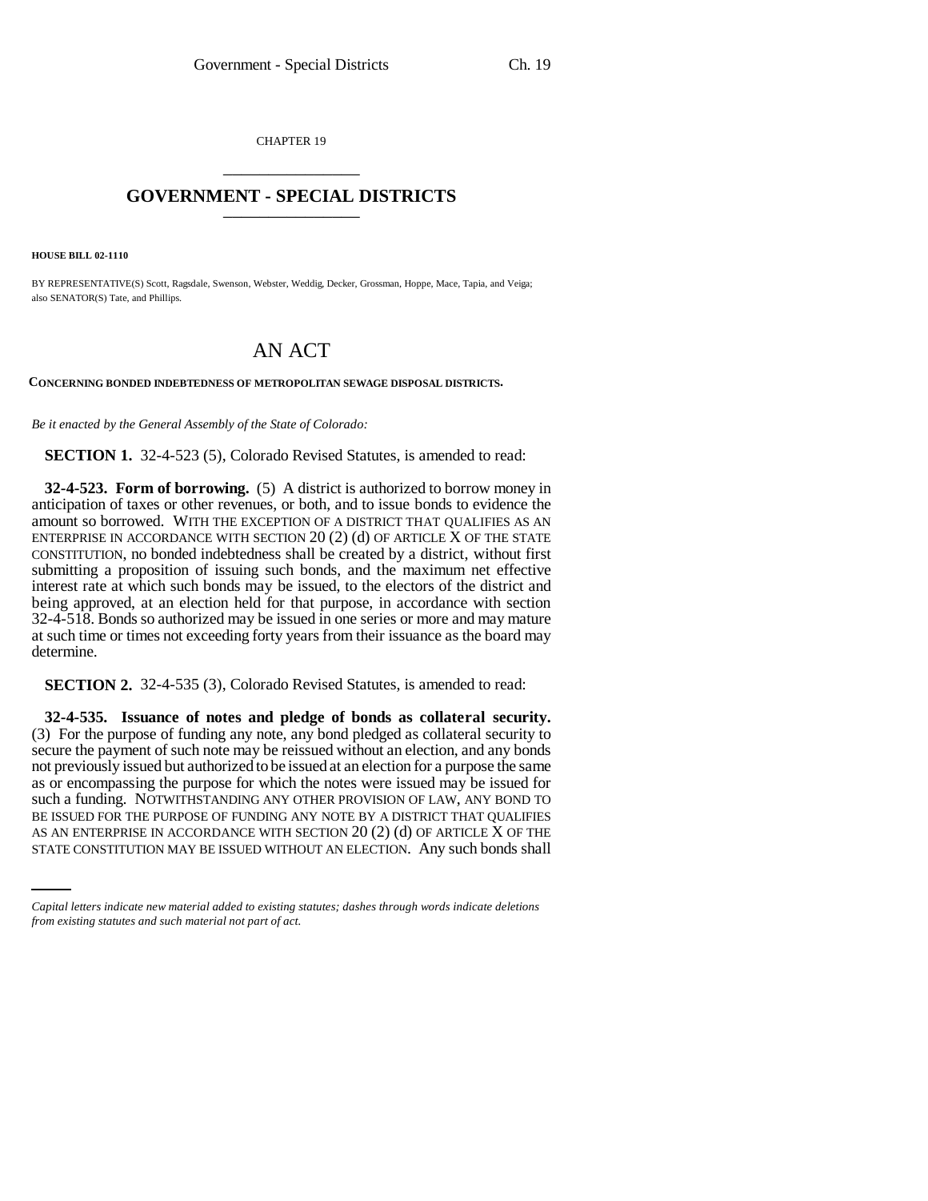CHAPTER 19

# GOVERNMENT - SPECIAL DISTRICTS

**HOUSE BILL 02-1110**

BY REPRESENTATIVE(S) Scott, Ragsdale, Swenson, Webster, Weddig, Decker, Grossman, Hoppe, Mace, Tapia, and Veiga; also SENATOR(S) Tate, and Phillips.

# AN ACT

**CONCERNING BONDED INDEBTEDNESS OF METROPOLITAN SEWAGE DISPOSAL DISTRICTS.**

*Be it enacted by the General Assembly of the State of Colorado:*

**SECTION 1.** 32-4-523 (5), Colorado Revised Statutes, is amended to read:

**32-4-523. Form of borrowing.** (5) A district is authorized to borrow money in anticipation of taxes or other revenues, or both, and to issue bonds to evidence the amount so borrowed. WITH THE EXCEPTION OF A DISTRICT THAT QUALIFIES AS AN ENTERPRISE IN ACCORDANCE WITH SECTION 20 (2) (d) OF ARTICLE X OF THE STATE CONSTITUTION, no bonded indebtedness shall be created by a district, without first submitting a proposition of issuing such bonds, and the maximum net effective interest rate at which such bonds may be issued, to the electors of the district and being approved, at an election held for that purpose, in accordance with section 32-4-518. Bonds so authorized may be issued in one series or more and may mature at such time or times not exceeding forty years from their issuance as the board may determine.

**SECTION 2.** 32-4-535 (3), Colorado Revised Statutes, is amended to read:

**32-4-535. Issuance of notes and pledge of bonds as collateral security.** (3) For the purpose of funding any note, any bond pledged as collateral security to secure the payment of such note may be reissued without an election, and any bonds not previously issued but authorized to be issued at an election for a purpose the same as or encompassing the purpose for which the notes were issued may be issued for such a funding. NOTWITHSTANDING ANY OTHER PROVISION OF LAW, ANY BOND TO BE ISSUED FOR THE PURPOSE OF FUNDING ANY NOTE BY A DISTRICT THAT QUALIFIES AS AN ENTERPRISE IN ACCORDANCE WITH SECTION 20 (2) (d) OF ARTICLE X OF THE STATE CONSTITUTION MAY BE ISSUED WITHOUT AN ELECTION. Any such bonds shall

*Capital letters indicate new material added to existing statutes; dashes through words indicate deletions from existing statutes and such material not part of act.*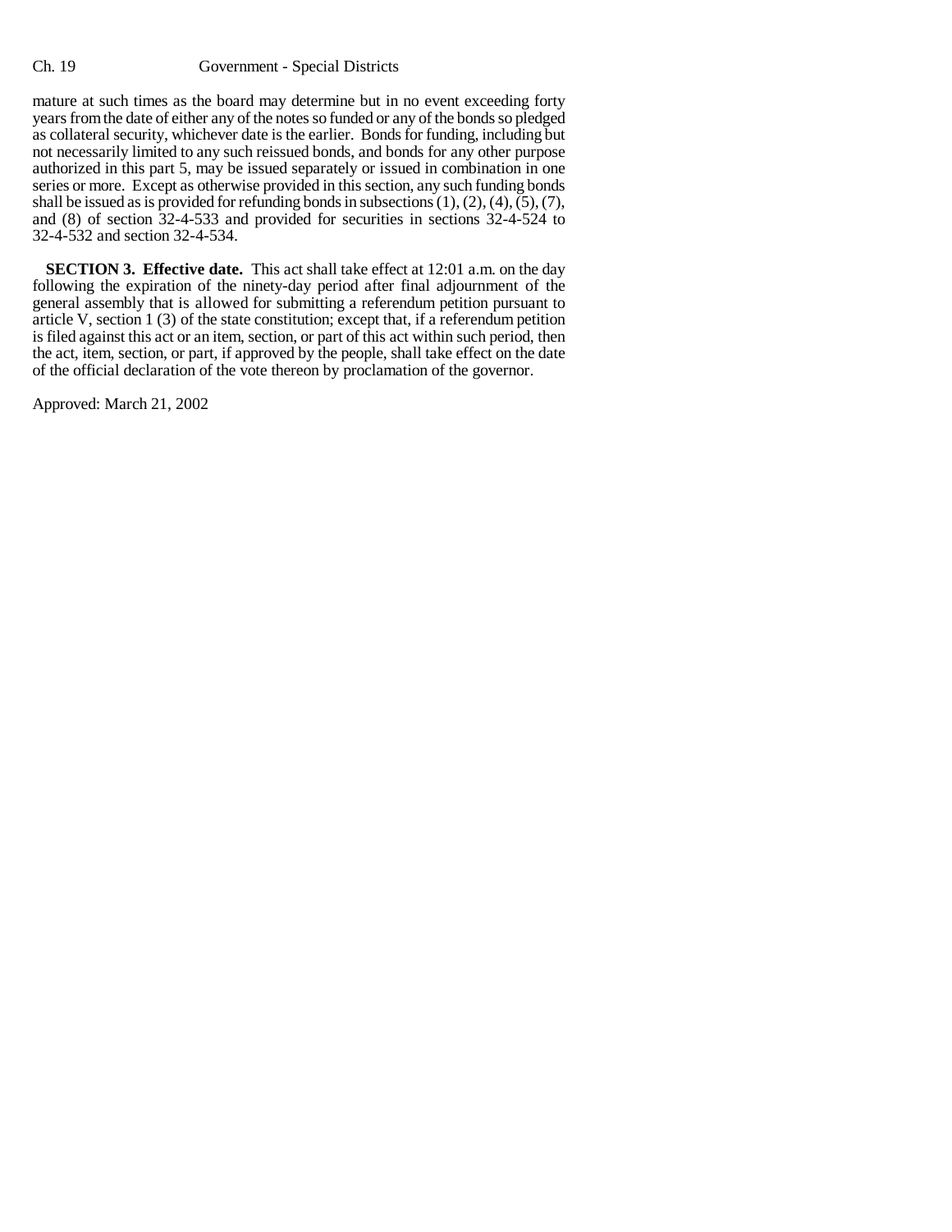mature at such times as the board may determine but in no event exceeding forty years from the date of either any of the notes so funded or any of the bonds so pledged as collateral security, whichever date is the earlier. Bonds for funding, including but not necessarily limited to any such reissued bonds, and bonds for any other purpose authorized in this part 5, may be issued separately or issued in combination in one series or more. Except as otherwise provided in this section, any such funding bonds shall be issued as is provided for refunding bonds in subsections (1), (2), (4), (5), (7), and (8) of section 32-4-533 and provided for securities in sections 32-4-524 to 32-4-532 and section 32-4-534.

**SECTION 3. Effective date.** This act shall take effect at 12:01 a.m. on the day following the expiration of the ninety-day period after final adjournment of the general assembly that is allowed for submitting a referendum petition pursuant to article V, section 1 (3) of the state constitution; except that, if a referendum petition is filed against this act or an item, section, or part of this act within such period, then the act, item, section, or part, if approved by the people, shall take effect on the date of the official declaration of the vote thereon by proclamation of the governor.

Approved: March 21, 2002